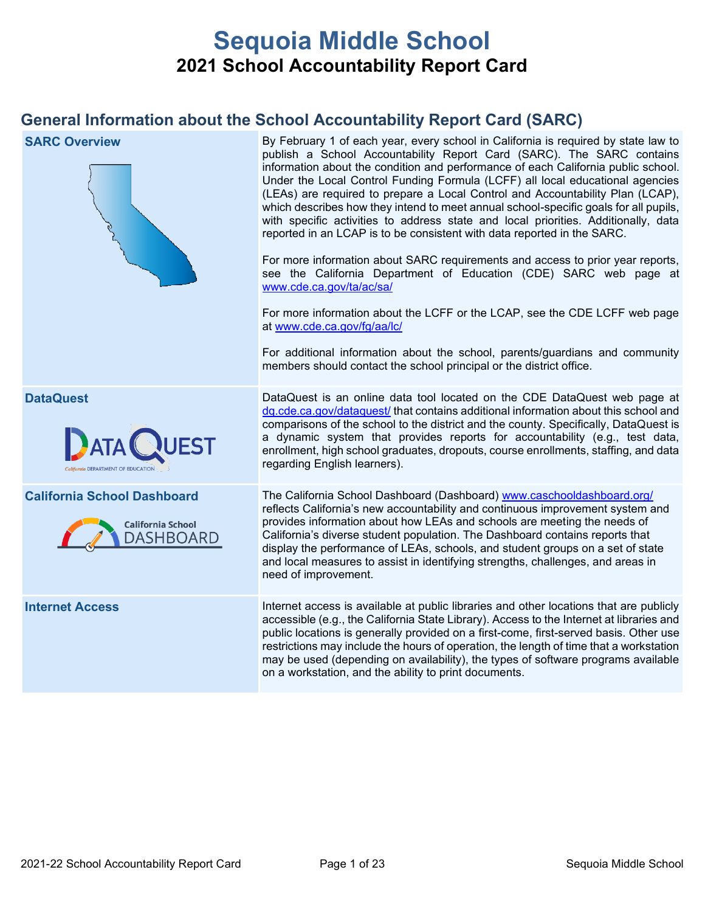# Sequoia Middle School

## 2021 School Accountability Report Card

## General Information about the School Accountability Report Card (SARC)

| | |
|---|---|
| **SARC Overview** | By February 1 of each year, every school in California is required by state law to publish a School Accountability Report Card (SARC). The SARC contains information about the condition and performance of each California public school. Under the Local Control Funding Formula (LCFF) all local educational agencies (LEAs) are required to prepare a Local Control and Accountability Plan (LCAP), which describes how they intend to meet annual school-specific goals for all pupils, with specific activities to address state and local priorities. Additionally, data reported in an LCAP is to be consistent with data reported in the SARC.<br><br>For more information about SARC requirements and access to prior year reports, see the California Department of Education (CDE) SARC web page at www.cde.ca.gov/ta/ac/sa/<br><br>For more information about the LCFF or the LCAP, see the CDE LCFF web page at www.cde.ca.gov/fg/aa/lc/<br><br>For additional information about the school, parents/guardians and community members should contact the school principal or the district office. |
| **DataQuest** | DataQuest is an online data tool located on the CDE DataQuest web page at dq.cde.ca.gov/dataquest/ that contains additional information about this school and comparisons of the school to the district and the county. Specifically, DataQuest is a dynamic system that provides reports for accountability (e.g., test data, enrollment, high school graduates, dropouts, course enrollments, staffing, and data regarding English learners). |
| **California School Dashboard** | The California School Dashboard (Dashboard) www.caschooldashboard.org/ reflects California's new accountability and continuous improvement system and provides information about how LEAs and schools are meeting the needs of California's diverse student population. The Dashboard contains reports that display the performance of LEAs, schools, and student groups on a set of state and local measures to assist in identifying strengths, challenges, and areas in need of improvement. |
| **Internet Access** | Internet access is available at public libraries and other locations that are publicly accessible (e.g., the California State Library). Access to the Internet at libraries and public locations is generally provided on a first-come, first-served basis. Other use restrictions may include the hours of operation, the length of time that a workstation may be used (depending on availability), the types of software programs available on a workstation, and the ability to print documents. |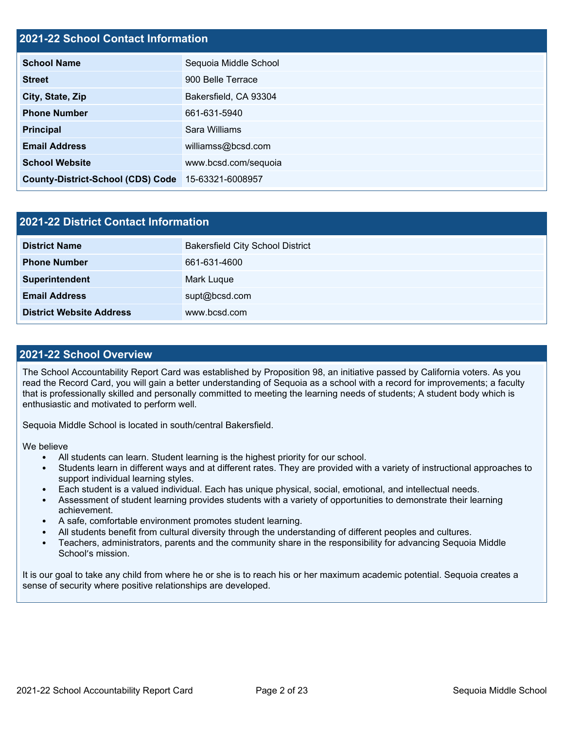## 2021-22 School Contact Information

| | |
|---|---|
| **School Name** | Sequoia Middle School |
| **Street** | 900 Belle Terrace |
| **City, State, Zip** | Bakersfield, CA 93304 |
| **Phone Number** | 661-631-5940 |
| **Principal** | Sara Williams |
| **Email Address** | williamss@bcsd.com |
| **School Website** | www.bcsd.com/sequoia |
| **County-District-School (CDS) Code** | 15-63321-6008957 |

## 2021-22 District Contact Information

| | |
|---|---|
| **District Name** | Bakersfield City School District |
| **Phone Number** | 661-631-4600 |
| **Superintendent** | Mark Luque |
| **Email Address** | supt@bcsd.com |
| **District Website Address** | www.bcsd.com |

## 2021-22 School Overview

The School Accountability Report Card was established by Proposition 98, an initiative passed by California voters. As you read the Record Card, you will gain a better understanding of Sequoia as a school with a record for improvements; a faculty that is professionally skilled and personally committed to meeting the learning needs of students; A student body which is enthusiastic and motivated to perform well.

Sequoia Middle School is located in south/central Bakersfield.

We believe

- All students can learn. Student learning is the highest priority for our school.
- Students learn in different ways and at different rates. They are provided with a variety of instructional approaches to support individual learning styles.
- Each student is a valued individual. Each has unique physical, social, emotional, and intellectual needs.
- Assessment of student learning provides students with a variety of opportunities to demonstrate their learning achievement.
- A safe, comfortable environment promotes student learning.
- All students benefit from cultural diversity through the understanding of different peoples and cultures.
- Teachers, administrators, parents and the community share in the responsibility for advancing Sequoia Middle School's mission.

It is our goal to take any child from where he or she is to reach his or her maximum academic potential. Sequoia creates a sense of security where positive relationships are developed.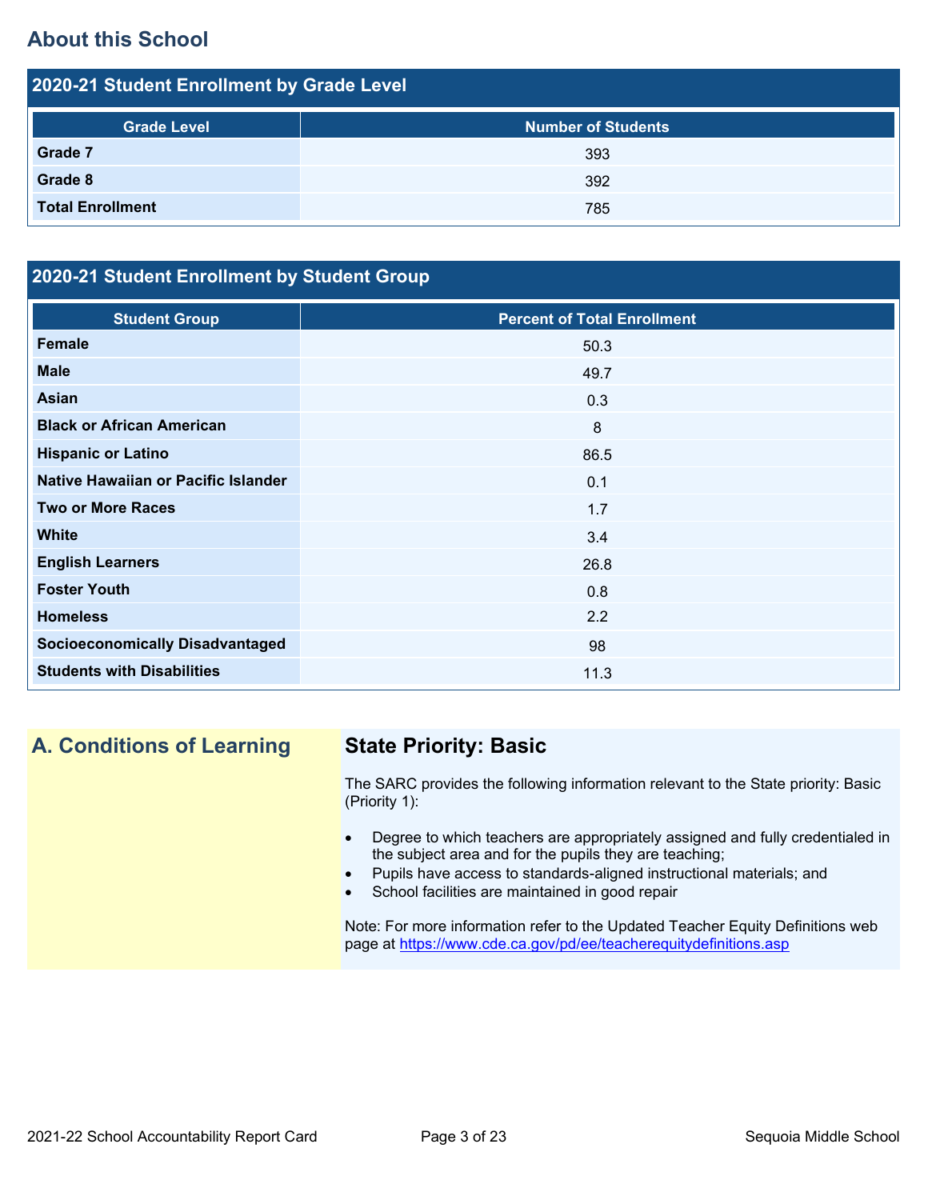## About this School

### 2020-21 Student Enrollment by Grade Level

| Grade Level | Number of Students |
| --- | --- |
| **Grade 7** | 393 |
| **Grade 8** | 392 |
| **Total Enrollment** | 785 |

### 2020-21 Student Enrollment by Student Group

| Student Group | Percent of Total Enrollment |
| --- | --- |
| **Female** | 50.3 |
| **Male** | 49.7 |
| **Asian** | 0.3 |
| **Black or African American** | 8 |
| **Hispanic or Latino** | 86.5 |
| **Native Hawaiian or Pacific Islander** | 0.1 |
| **Two or More Races** | 1.7 |
| **White** | 3.4 |
| **English Learners** | 26.8 |
| **Foster Youth** | 0.8 |
| **Homeless** | 2.2 |
| **Socioeconomically Disadvantaged** | 98 |
| **Students with Disabilities** | 11.3 |

## A. Conditions of Learning

### State Priority: Basic

The SARC provides the following information relevant to the State priority: Basic (Priority 1):

- Degree to which teachers are appropriately assigned and fully credentialed in the subject area and for the pupils they are teaching;
- Pupils have access to standards-aligned instructional materials; and
- School facilities are maintained in good repair

Note: For more information refer to the Updated Teacher Equity Definitions web page at https://www.cde.ca.gov/pd/ee/teacherequitydefinitions.asp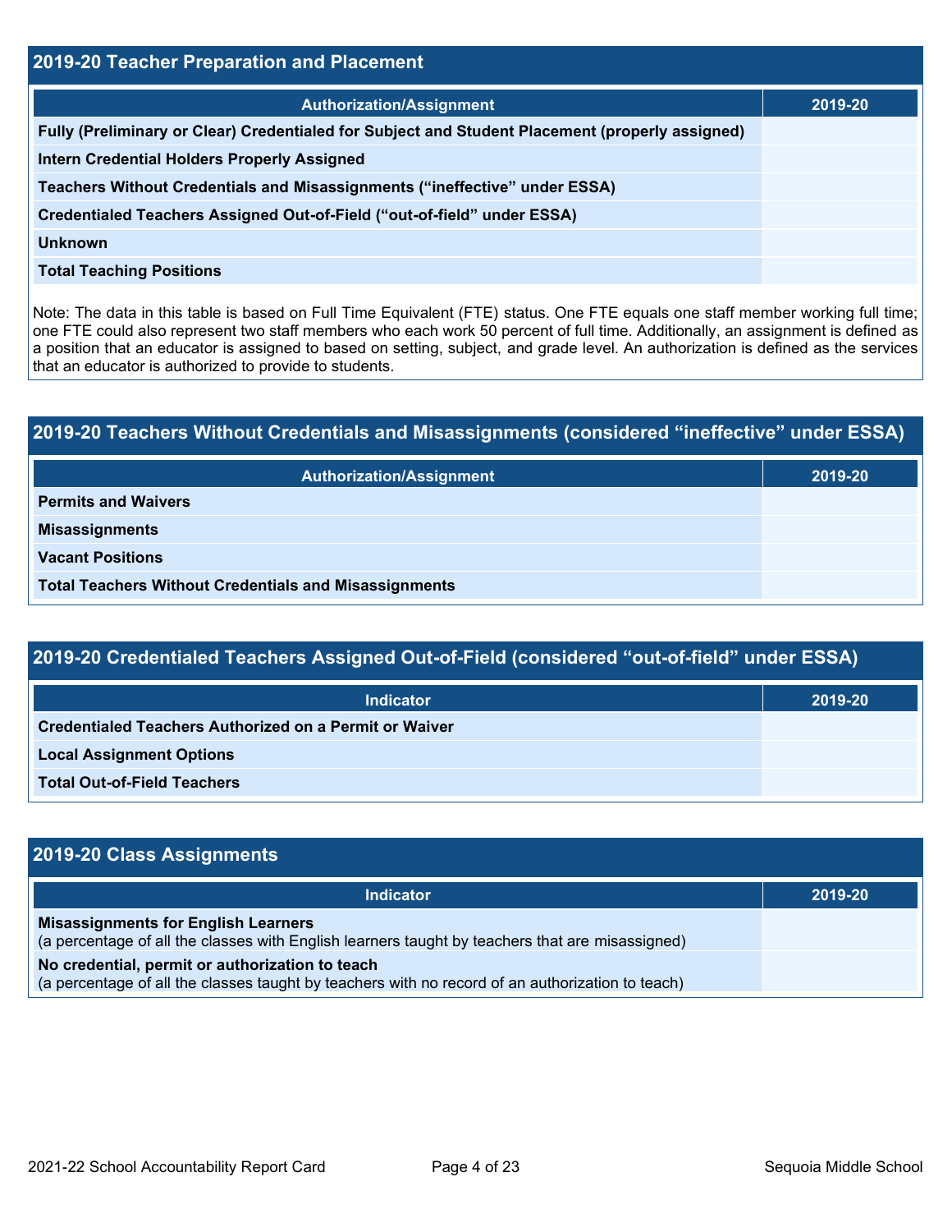## 2019-20 Teacher Preparation and Placement

| Authorization/Assignment | 2019-20 |
|---|---|
| Fully (Preliminary or Clear) Credentialed for Subject and Student Placement (properly assigned) | |
| Intern Credential Holders Properly Assigned | |
| Teachers Without Credentials and Misassignments ("ineffective" under ESSA) | |
| Credentialed Teachers Assigned Out-of-Field ("out-of-field" under ESSA) | |
| Unknown | |
| Total Teaching Positions | |

Note: The data in this table is based on Full Time Equivalent (FTE) status. One FTE equals one staff member working full time; one FTE could also represent two staff members who each work 50 percent of full time. Additionally, an assignment is defined as a position that an educator is assigned to based on setting, subject, and grade level. An authorization is defined as the services that an educator is authorized to provide to students.

## 2019-20 Teachers Without Credentials and Misassignments (considered "ineffective" under ESSA)

| Authorization/Assignment | 2019-20 |
|---|---|
| Permits and Waivers | |
| Misassignments | |
| Vacant Positions | |
| Total Teachers Without Credentials and Misassignments | |

## 2019-20 Credentialed Teachers Assigned Out-of-Field (considered "out-of-field" under ESSA)

| Indicator | 2019-20 |
|---|---|
| Credentialed Teachers Authorized on a Permit or Waiver | |
| Local Assignment Options | |
| Total Out-of-Field Teachers | |

## 2019-20 Class Assignments

| Indicator | 2019-20 |
|---|---|
| **Misassignments for English Learners** (a percentage of all the classes with English learners taught by teachers that are misassigned) | |
| **No credential, permit or authorization to teach** (a percentage of all the classes taught by teachers with no record of an authorization to teach) | |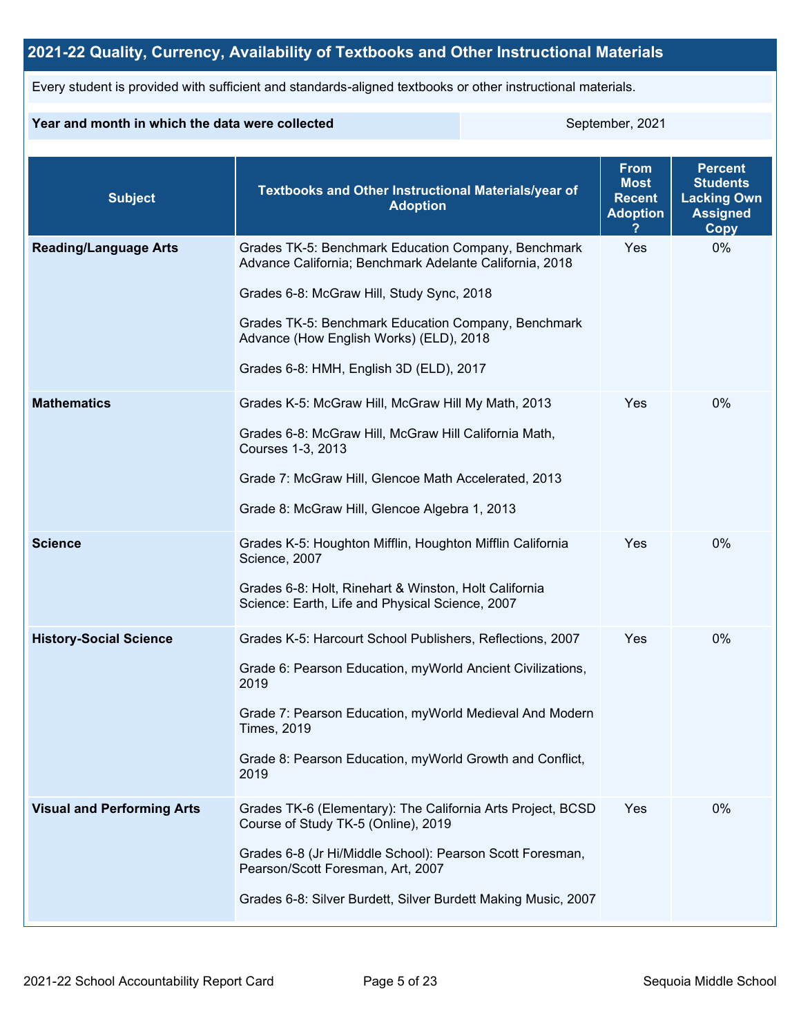## 2021-22 Quality, Currency, Availability of Textbooks and Other Instructional Materials

Every student is provided with sufficient and standards-aligned textbooks or other instructional materials.

| Year and month in which the data were collected | September, 2021 |
|---|---|

| Subject | Textbooks and Other Instructional Materials/year of Adoption | From Most Recent Adoption ? | Percent Students Lacking Own Assigned Copy |
|---|---|---|---|
| **Reading/Language Arts** | Grades TK-5: Benchmark Education Company, Benchmark Advance California; Benchmark Adelante California, 2018<br><br>Grades 6-8: McGraw Hill, Study Sync, 2018<br><br>Grades TK-5: Benchmark Education Company, Benchmark Advance (How English Works) (ELD), 2018<br><br>Grades 6-8: HMH, English 3D (ELD), 2017 | Yes | 0% |
| **Mathematics** | Grades K-5: McGraw Hill, McGraw Hill My Math, 2013<br><br>Grades 6-8: McGraw Hill, McGraw Hill California Math, Courses 1-3, 2013<br><br>Grade 7: McGraw Hill, Glencoe Math Accelerated, 2013<br><br>Grade 8: McGraw Hill, Glencoe Algebra 1, 2013 | Yes | 0% |
| **Science** | Grades K-5: Houghton Mifflin, Houghton Mifflin California Science, 2007<br><br>Grades 6-8: Holt, Rinehart & Winston, Holt California Science: Earth, Life and Physical Science, 2007 | Yes | 0% |
| **History-Social Science** | Grades K-5: Harcourt School Publishers, Reflections, 2007<br><br>Grade 6: Pearson Education, myWorld Ancient Civilizations, 2019<br><br>Grade 7: Pearson Education, myWorld Medieval And Modern Times, 2019<br><br>Grade 8: Pearson Education, myWorld Growth and Conflict, 2019 | Yes | 0% |
| **Visual and Performing Arts** | Grades TK-6 (Elementary): The California Arts Project, BCSD Course of Study TK-5 (Online), 2019<br><br>Grades 6-8 (Jr Hi/Middle School): Pearson Scott Foresman, Pearson/Scott Foresman, Art, 2007<br><br>Grades 6-8: Silver Burdett, Silver Burdett Making Music, 2007 | Yes | 0% |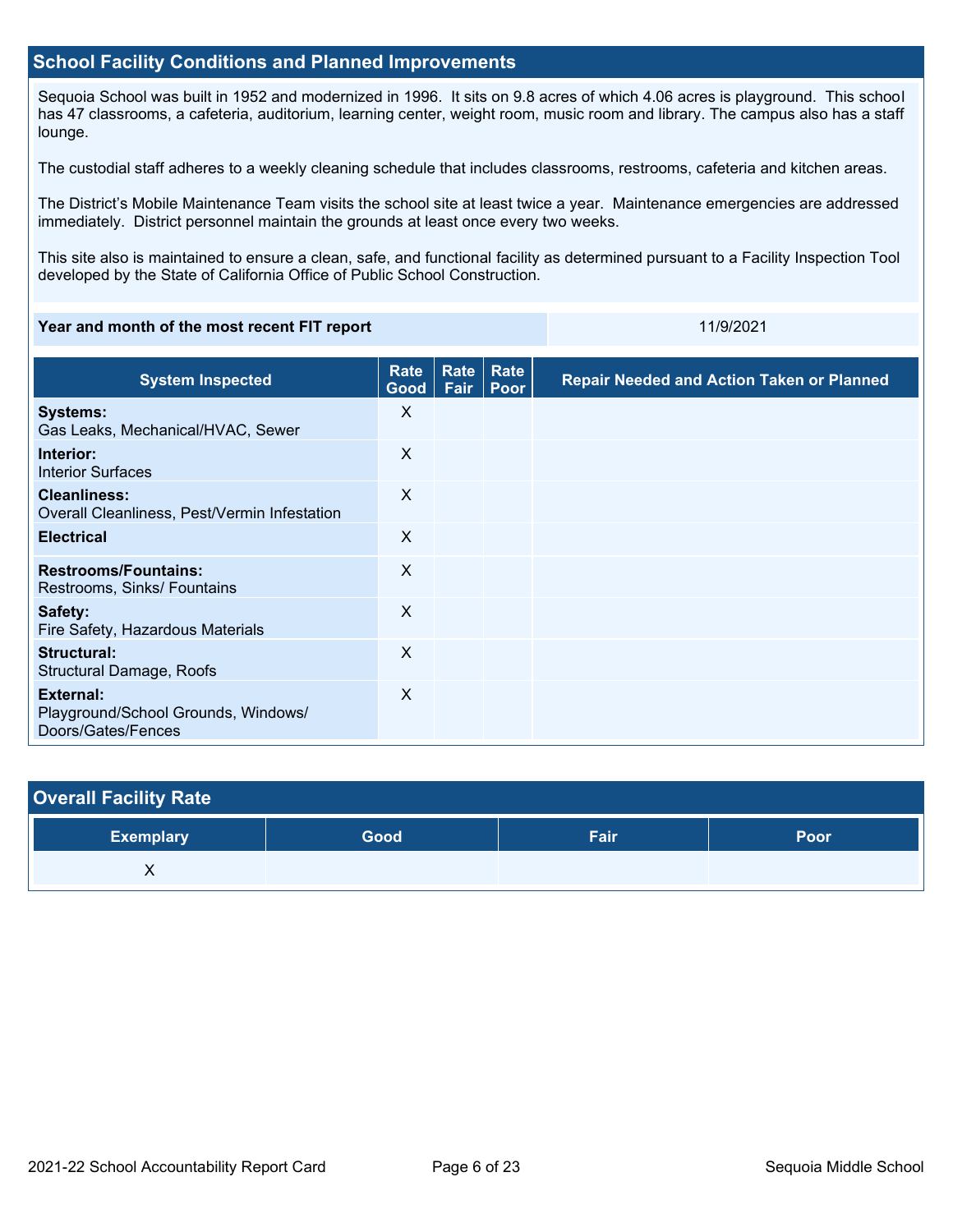## School Facility Conditions and Planned Improvements

Sequoia School was built in 1952 and modernized in 1996. It sits on 9.8 acres of which 4.06 acres is playground. This school has 47 classrooms, a cafeteria, auditorium, learning center, weight room, music room and library. The campus also has a staff lounge.

The custodial staff adheres to a weekly cleaning schedule that includes classrooms, restrooms, cafeteria and kitchen areas.

The District's Mobile Maintenance Team visits the school site at least twice a year. Maintenance emergencies are addressed immediately. District personnel maintain the grounds at least once every two weeks.

This site also is maintained to ensure a clean, safe, and functional facility as determined pursuant to a Facility Inspection Tool developed by the State of California Office of Public School Construction.

| Year and month of the most recent FIT report | 11/9/2021 |
|---|---|

| System Inspected | Rate Good | Rate Fair | Rate Poor | Repair Needed and Action Taken or Planned |
|---|---|---|---|---|
| **Systems:** Gas Leaks, Mechanical/HVAC, Sewer | X | | | |
| **Interior:** Interior Surfaces | X | | | |
| **Cleanliness:** Overall Cleanliness, Pest/Vermin Infestation | X | | | |
| **Electrical** | X | | | |
| **Restrooms/Fountains:** Restrooms, Sinks/ Fountains | X | | | |
| **Safety:** Fire Safety, Hazardous Materials | X | | | |
| **Structural:** Structural Damage, Roofs | X | | | |
| **External:** Playground/School Grounds, Windows/ Doors/Gates/Fences | X | | | |

## Overall Facility Rate

| Exemplary | Good | Fair | Poor |
|---|---|---|---|
| X | | | |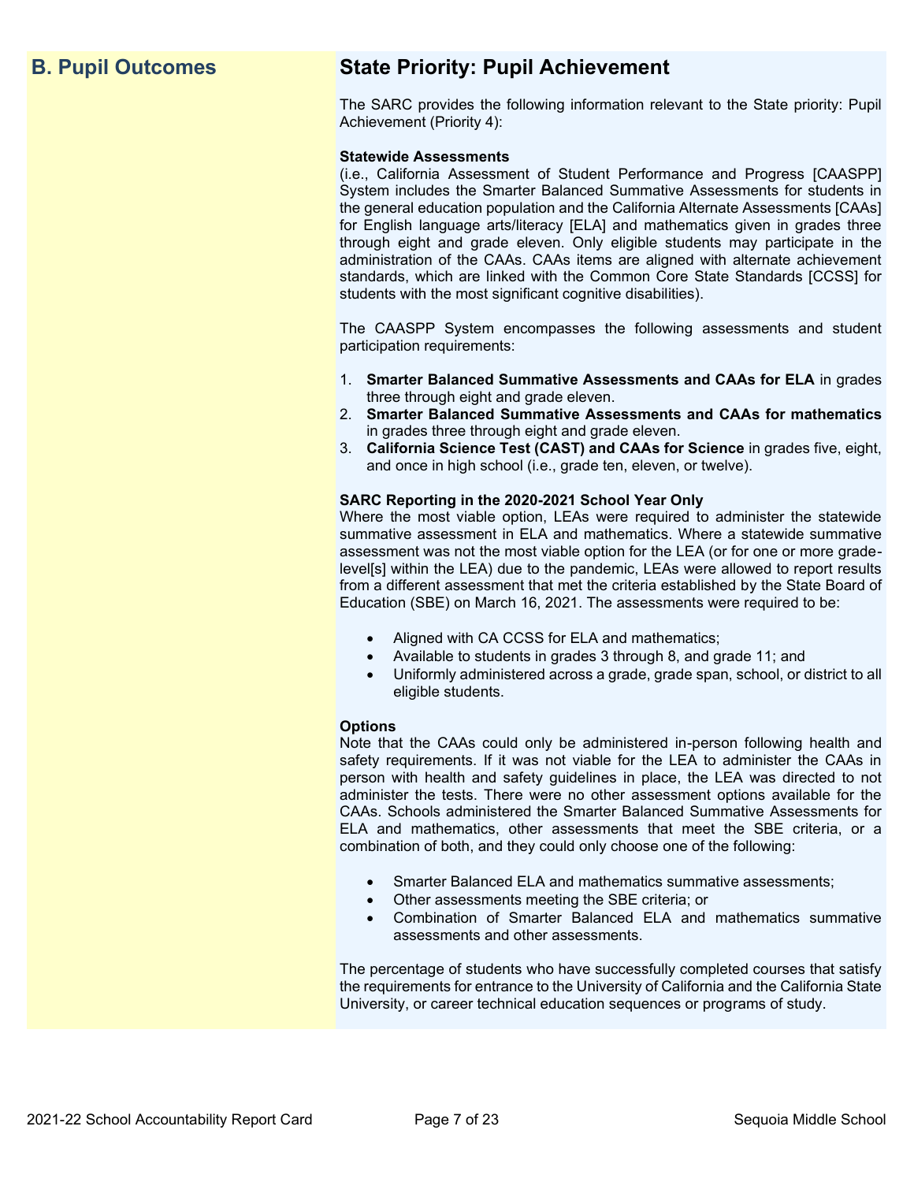## B. Pupil Outcomes

## State Priority: Pupil Achievement

The SARC provides the following information relevant to the State priority: Pupil Achievement (Priority 4):

**Statewide Assessments**
(i.e., California Assessment of Student Performance and Progress [CAASPP] System includes the Smarter Balanced Summative Assessments for students in the general education population and the California Alternate Assessments [CAAs] for English language arts/literacy [ELA] and mathematics given in grades three through eight and grade eleven. Only eligible students may participate in the administration of the CAAs. CAAs items are aligned with alternate achievement standards, which are linked with the Common Core State Standards [CCSS] for students with the most significant cognitive disabilities).

The CAASPP System encompasses the following assessments and student participation requirements:

1. **Smarter Balanced Summative Assessments and CAAs for ELA** in grades three through eight and grade eleven.
2. **Smarter Balanced Summative Assessments and CAAs for mathematics** in grades three through eight and grade eleven.
3. **California Science Test (CAST) and CAAs for Science** in grades five, eight, and once in high school (i.e., grade ten, eleven, or twelve).

**SARC Reporting in the 2020-2021 School Year Only**
Where the most viable option, LEAs were required to administer the statewide summative assessment in ELA and mathematics. Where a statewide summative assessment was not the most viable option for the LEA (or for one or more grade-level[s] within the LEA) due to the pandemic, LEAs were allowed to report results from a different assessment that met the criteria established by the State Board of Education (SBE) on March 16, 2021. The assessments were required to be:

- Aligned with CA CCSS for ELA and mathematics;
- Available to students in grades 3 through 8, and grade 11; and
- Uniformly administered across a grade, grade span, school, or district to all eligible students.

**Options**
Note that the CAAs could only be administered in-person following health and safety requirements. If it was not viable for the LEA to administer the CAAs in person with health and safety guidelines in place, the LEA was directed to not administer the tests. There were no other assessment options available for the CAAs. Schools administered the Smarter Balanced Summative Assessments for ELA and mathematics, other assessments that meet the SBE criteria, or a combination of both, and they could only choose one of the following:

- Smarter Balanced ELA and mathematics summative assessments;
- Other assessments meeting the SBE criteria; or
- Combination of Smarter Balanced ELA and mathematics summative assessments and other assessments.

The percentage of students who have successfully completed courses that satisfy the requirements for entrance to the University of California and the California State University, or career technical education sequences or programs of study.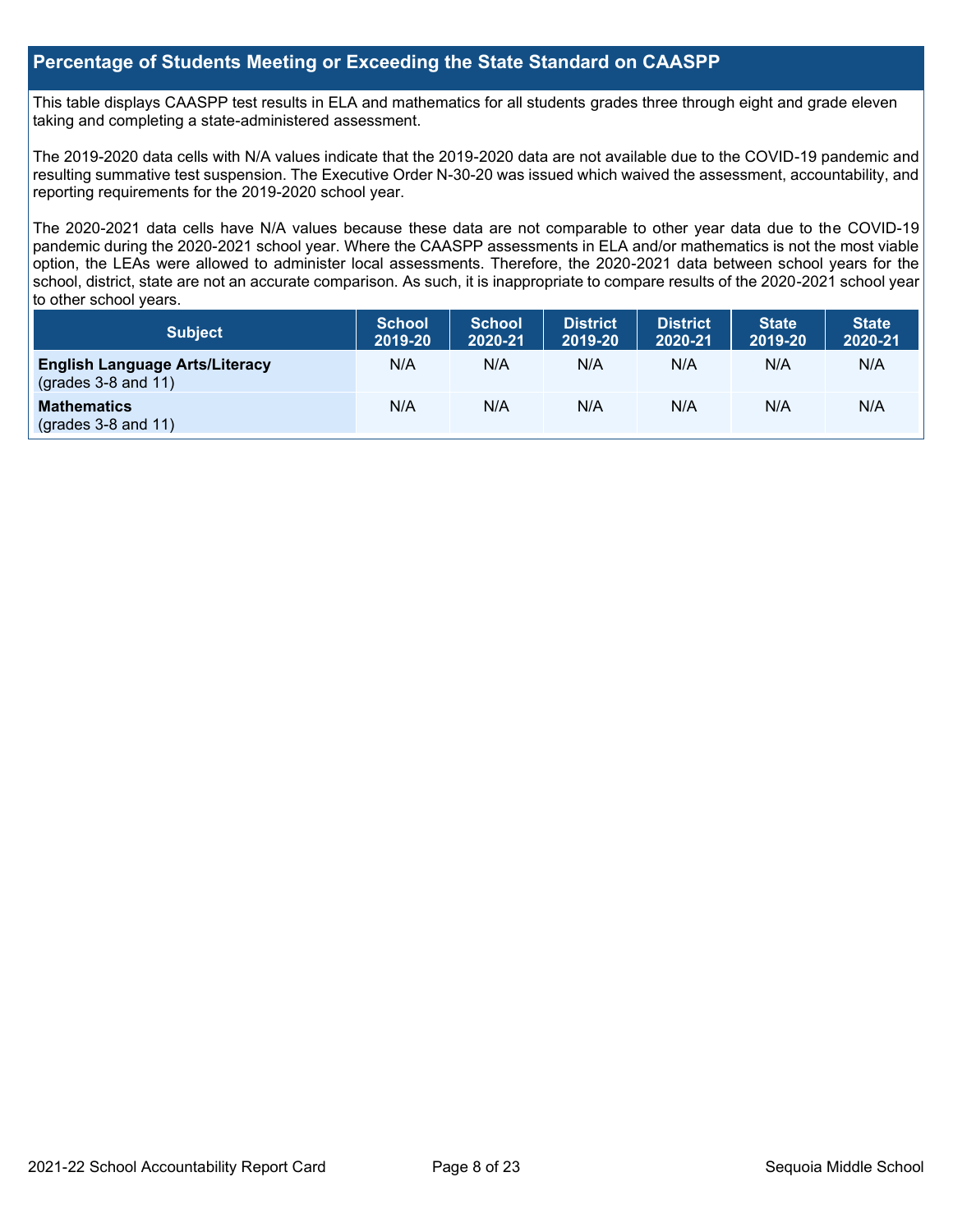## Percentage of Students Meeting or Exceeding the State Standard on CAASPP

This table displays CAASPP test results in ELA and mathematics for all students grades three through eight and grade eleven taking and completing a state-administered assessment.

The 2019-2020 data cells with N/A values indicate that the 2019-2020 data are not available due to the COVID-19 pandemic and resulting summative test suspension. The Executive Order N-30-20 was issued which waived the assessment, accountability, and reporting requirements for the 2019-2020 school year.

The 2020-2021 data cells have N/A values because these data are not comparable to other year data due to the COVID-19 pandemic during the 2020-2021 school year. Where the CAASPP assessments in ELA and/or mathematics is not the most viable option, the LEAs were allowed to administer local assessments. Therefore, the 2020-2021 data between school years for the school, district, state are not an accurate comparison. As such, it is inappropriate to compare results of the 2020-2021 school year to other school years.

| Subject | School 2019-20 | School 2020-21 | District 2019-20 | District 2020-21 | State 2019-20 | State 2020-21 |
|---|---|---|---|---|---|---|
| **English Language Arts/Literacy** (grades 3-8 and 11) | N/A | N/A | N/A | N/A | N/A | N/A |
| **Mathematics** (grades 3-8 and 11) | N/A | N/A | N/A | N/A | N/A | N/A |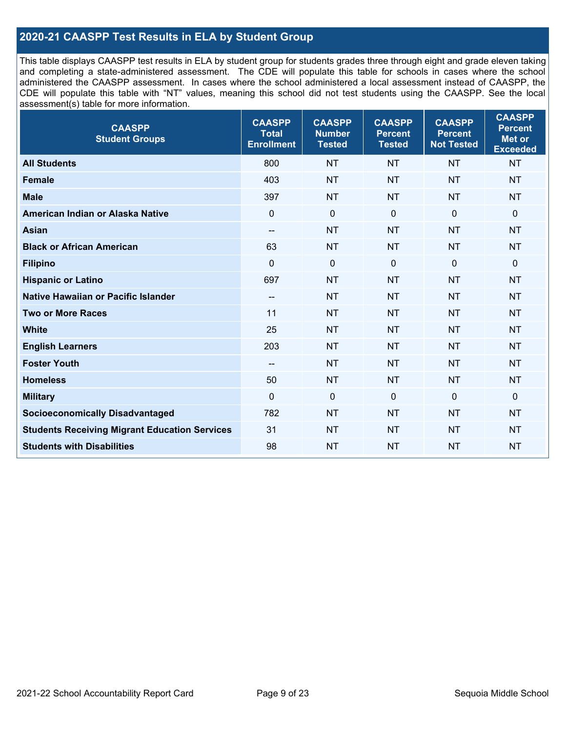## 2020-21 CAASPP Test Results in ELA by Student Group

This table displays CAASPP test results in ELA by student group for students grades three through eight and grade eleven taking and completing a state-administered assessment. The CDE will populate this table for schools in cases where the school administered the CAASPP assessment. In cases where the school administered a local assessment instead of CAASPP, the CDE will populate this table with "NT" values, meaning this school did not test students using the CAASPP. See the local assessment(s) table for more information.

| CAASPP Student Groups | CAASPP Total Enrollment | CAASPP Number Tested | CAASPP Percent Tested | CAASPP Percent Not Tested | CAASPP Percent Met or Exceeded |
|---|---|---|---|---|---|
| **All Students** | 800 | NT | NT | NT | NT |
| **Female** | 403 | NT | NT | NT | NT |
| **Male** | 397 | NT | NT | NT | NT |
| **American Indian or Alaska Native** | 0 | 0 | 0 | 0 | 0 |
| **Asian** | -- | NT | NT | NT | NT |
| **Black or African American** | 63 | NT | NT | NT | NT |
| **Filipino** | 0 | 0 | 0 | 0 | 0 |
| **Hispanic or Latino** | 697 | NT | NT | NT | NT |
| **Native Hawaiian or Pacific Islander** | -- | NT | NT | NT | NT |
| **Two or More Races** | 11 | NT | NT | NT | NT |
| **White** | 25 | NT | NT | NT | NT |
| **English Learners** | 203 | NT | NT | NT | NT |
| **Foster Youth** | -- | NT | NT | NT | NT |
| **Homeless** | 50 | NT | NT | NT | NT |
| **Military** | 0 | 0 | 0 | 0 | 0 |
| **Socioeconomically Disadvantaged** | 782 | NT | NT | NT | NT |
| **Students Receiving Migrant Education Services** | 31 | NT | NT | NT | NT |
| **Students with Disabilities** | 98 | NT | NT | NT | NT |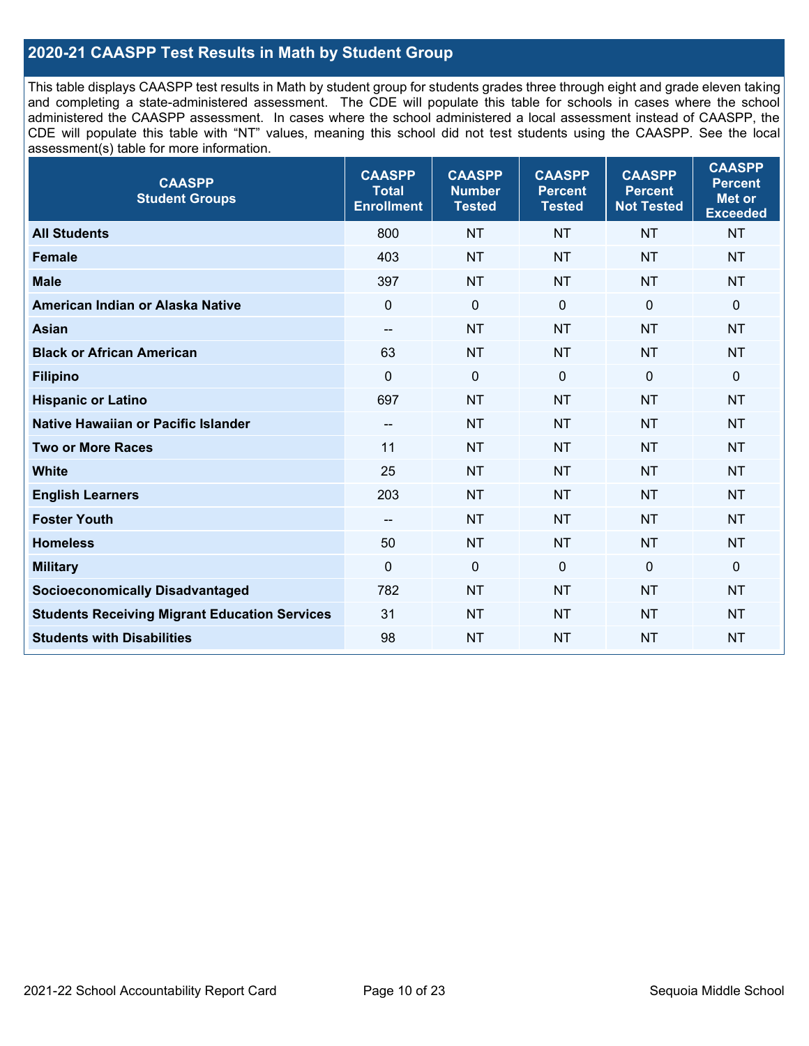## 2020-21 CAASPP Test Results in Math by Student Group

This table displays CAASPP test results in Math by student group for students grades three through eight and grade eleven taking and completing a state-administered assessment. The CDE will populate this table for schools in cases where the school administered the CAASPP assessment. In cases where the school administered a local assessment instead of CAASPP, the CDE will populate this table with "NT" values, meaning this school did not test students using the CAASPP. See the local assessment(s) table for more information.

| CAASPP Student Groups | CAASPP Total Enrollment | CAASPP Number Tested | CAASPP Percent Tested | CAASPP Percent Not Tested | CAASPP Percent Met or Exceeded |
|---|---|---|---|---|---|
| **All Students** | 800 | NT | NT | NT | NT |
| **Female** | 403 | NT | NT | NT | NT |
| **Male** | 397 | NT | NT | NT | NT |
| **American Indian or Alaska Native** | 0 | 0 | 0 | 0 | 0 |
| **Asian** | -- | NT | NT | NT | NT |
| **Black or African American** | 63 | NT | NT | NT | NT |
| **Filipino** | 0 | 0 | 0 | 0 | 0 |
| **Hispanic or Latino** | 697 | NT | NT | NT | NT |
| **Native Hawaiian or Pacific Islander** | -- | NT | NT | NT | NT |
| **Two or More Races** | 11 | NT | NT | NT | NT |
| **White** | 25 | NT | NT | NT | NT |
| **English Learners** | 203 | NT | NT | NT | NT |
| **Foster Youth** | -- | NT | NT | NT | NT |
| **Homeless** | 50 | NT | NT | NT | NT |
| **Military** | 0 | 0 | 0 | 0 | 0 |
| **Socioeconomically Disadvantaged** | 782 | NT | NT | NT | NT |
| **Students Receiving Migrant Education Services** | 31 | NT | NT | NT | NT |
| **Students with Disabilities** | 98 | NT | NT | NT | NT |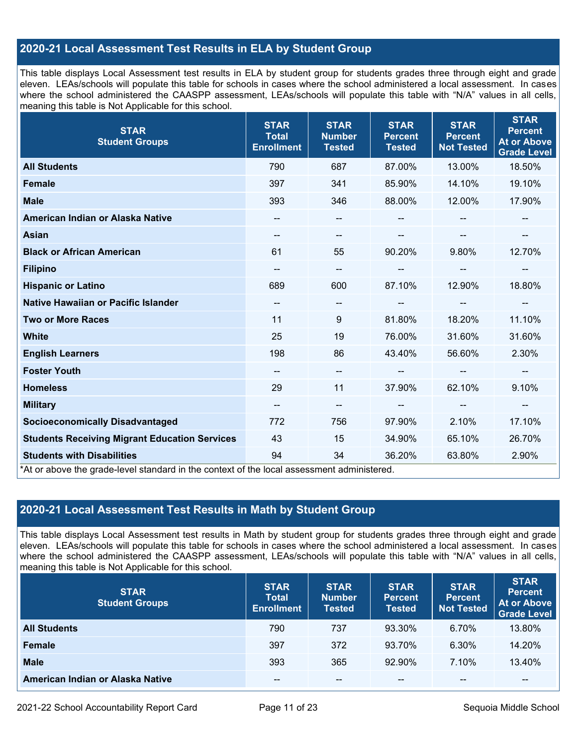## 2020-21 Local Assessment Test Results in ELA by Student Group

This table displays Local Assessment test results in ELA by student group for students grades three through eight and grade eleven. LEAs/schools will populate this table for schools in cases where the school administered a local assessment. In cases where the school administered the CAASPP assessment, LEAs/schools will populate this table with “N/A” values in all cells, meaning this table is Not Applicable for this school.

| STAR Student Groups | STAR Total Enrollment | STAR Number Tested | STAR Percent Tested | STAR Percent Not Tested | STAR Percent At or Above Grade Level |
|---|---|---|---|---|---|
| **All Students** | 790 | 687 | 87.00% | 13.00% | 18.50% |
| **Female** | 397 | 341 | 85.90% | 14.10% | 19.10% |
| **Male** | 393 | 346 | 88.00% | 12.00% | 17.90% |
| **American Indian or Alaska Native** | -- | -- | -- | -- | -- |
| **Asian** | -- | -- | -- | -- | -- |
| **Black or African American** | 61 | 55 | 90.20% | 9.80% | 12.70% |
| **Filipino** | -- | -- | -- | -- | -- |
| **Hispanic or Latino** | 689 | 600 | 87.10% | 12.90% | 18.80% |
| **Native Hawaiian or Pacific Islander** | -- | -- | -- | -- | -- |
| **Two or More Races** | 11 | 9 | 81.80% | 18.20% | 11.10% |
| **White** | 25 | 19 | 76.00% | 31.60% | 31.60% |
| **English Learners** | 198 | 86 | 43.40% | 56.60% | 2.30% |
| **Foster Youth** | -- | -- | -- | -- | -- |
| **Homeless** | 29 | 11 | 37.90% | 62.10% | 9.10% |
| **Military** | -- | -- | -- | -- | -- |
| **Socioeconomically Disadvantaged** | 772 | 756 | 97.90% | 2.10% | 17.10% |
| **Students Receiving Migrant Education Services** | 43 | 15 | 34.90% | 65.10% | 26.70% |
| **Students with Disabilities** | 94 | 34 | 36.20% | 63.80% | 2.90% |

*At or above the grade-level standard in the context of the local assessment administered.

## 2020-21 Local Assessment Test Results in Math by Student Group

This table displays Local Assessment test results in Math by student group for students grades three through eight and grade eleven. LEAs/schools will populate this table for schools in cases where the school administered a local assessment. In cases where the school administered the CAASPP assessment, LEAs/schools will populate this table with “N/A” values in all cells, meaning this table is Not Applicable for this school.

| STAR Student Groups | STAR Total Enrollment | STAR Number Tested | STAR Percent Tested | STAR Percent Not Tested | STAR Percent At or Above Grade Level |
|---|---|---|---|---|---|
| **All Students** | 790 | 737 | 93.30% | 6.70% | 13.80% |
| **Female** | 397 | 372 | 93.70% | 6.30% | 14.20% |
| **Male** | 393 | 365 | 92.90% | 7.10% | 13.40% |
| **American Indian or Alaska Native** | -- | -- | -- | -- | -- |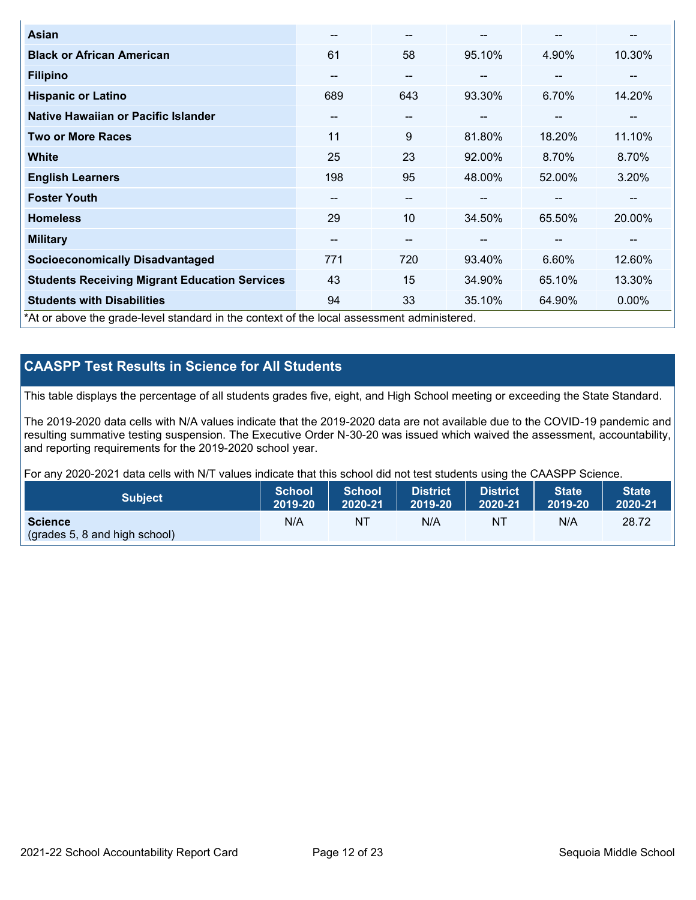| | | | | | |
|---|---|---|---|---|---|
| **Asian** | -- | -- | -- | -- | -- |
| **Black or African American** | 61 | 58 | 95.10% | 4.90% | 10.30% |
| **Filipino** | -- | -- | -- | -- | -- |
| **Hispanic or Latino** | 689 | 643 | 93.30% | 6.70% | 14.20% |
| **Native Hawaiian or Pacific Islander** | -- | -- | -- | -- | -- |
| **Two or More Races** | 11 | 9 | 81.80% | 18.20% | 11.10% |
| **White** | 25 | 23 | 92.00% | 8.70% | 8.70% |
| **English Learners** | 198 | 95 | 48.00% | 52.00% | 3.20% |
| **Foster Youth** | -- | -- | -- | -- | -- |
| **Homeless** | 29 | 10 | 34.50% | 65.50% | 20.00% |
| **Military** | -- | -- | -- | -- | -- |
| **Socioeconomically Disadvantaged** | 771 | 720 | 93.40% | 6.60% | 12.60% |
| **Students Receiving Migrant Education Services** | 43 | 15 | 34.90% | 65.10% | 13.30% |
| **Students with Disabilities** | 94 | 33 | 35.10% | 64.90% | 0.00% |

*At or above the grade-level standard in the context of the local assessment administered.

## CAASPP Test Results in Science for All Students

This table displays the percentage of all students grades five, eight, and High School meeting or exceeding the State Standard.

The 2019-2020 data cells with N/A values indicate that the 2019-2020 data are not available due to the COVID-19 pandemic and resulting summative testing suspension. The Executive Order N-30-20 was issued which waived the assessment, accountability, and reporting requirements for the 2019-2020 school year.

For any 2020-2021 data cells with N/T values indicate that this school did not test students using the CAASPP Science.

| Subject | School 2019-20 | School 2020-21 | District 2019-20 | District 2020-21 | State 2019-20 | State 2020-21 |
|---|---|---|---|---|---|---|
| **Science** (grades 5, 8 and high school) | N/A | NT | N/A | NT | N/A | 28.72 |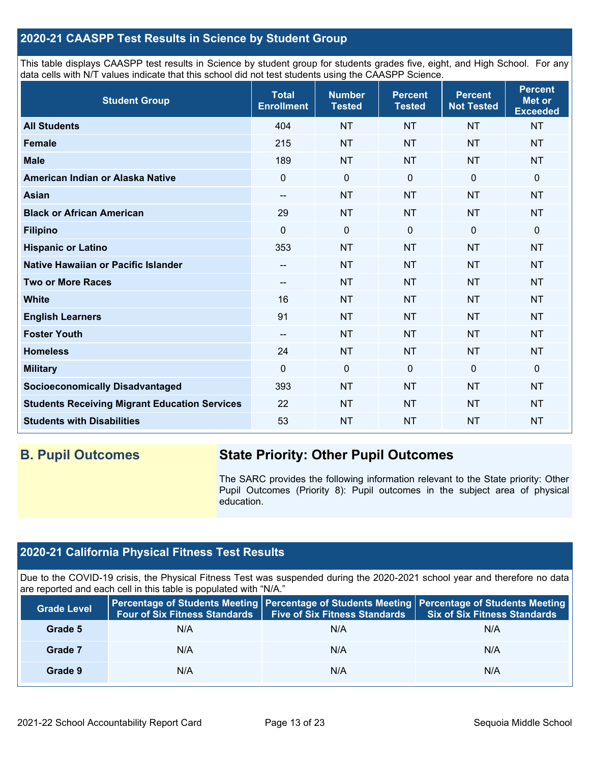## 2020-21 CAASPP Test Results in Science by Student Group

This table displays CAASPP test results in Science by student group for students grades five, eight, and High School. For any data cells with N/T values indicate that this school did not test students using the CAASPP Science.

| Student Group | Total Enrollment | Number Tested | Percent Tested | Percent Not Tested | Percent Met or Exceeded |
|---|---|---|---|---|---|
| **All Students** | 404 | NT | NT | NT | NT |
| **Female** | 215 | NT | NT | NT | NT |
| **Male** | 189 | NT | NT | NT | NT |
| **American Indian or Alaska Native** | 0 | 0 | 0 | 0 | 0 |
| **Asian** | -- | NT | NT | NT | NT |
| **Black or African American** | 29 | NT | NT | NT | NT |
| **Filipino** | 0 | 0 | 0 | 0 | 0 |
| **Hispanic or Latino** | 353 | NT | NT | NT | NT |
| **Native Hawaiian or Pacific Islander** | -- | NT | NT | NT | NT |
| **Two or More Races** | -- | NT | NT | NT | NT |
| **White** | 16 | NT | NT | NT | NT |
| **English Learners** | 91 | NT | NT | NT | NT |
| **Foster Youth** | -- | NT | NT | NT | NT |
| **Homeless** | 24 | NT | NT | NT | NT |
| **Military** | 0 | 0 | 0 | 0 | 0 |
| **Socioeconomically Disadvantaged** | 393 | NT | NT | NT | NT |
| **Students Receiving Migrant Education Services** | 22 | NT | NT | NT | NT |
| **Students with Disabilities** | 53 | NT | NT | NT | NT |

## B. Pupil Outcomes

### State Priority: Other Pupil Outcomes

The SARC provides the following information relevant to the State priority: Other Pupil Outcomes (Priority 8): Pupil outcomes in the subject area of physical education.

## 2020-21 California Physical Fitness Test Results

Due to the COVID-19 crisis, the Physical Fitness Test was suspended during the 2020-2021 school year and therefore no data are reported and each cell in this table is populated with "N/A."

| Grade Level | Percentage of Students Meeting Four of Six Fitness Standards | Percentage of Students Meeting Five of Six Fitness Standards | Percentage of Students Meeting Six of Six Fitness Standards |
|---|---|---|---|
| **Grade 5** | N/A | N/A | N/A |
| **Grade 7** | N/A | N/A | N/A |
| **Grade 9** | N/A | N/A | N/A |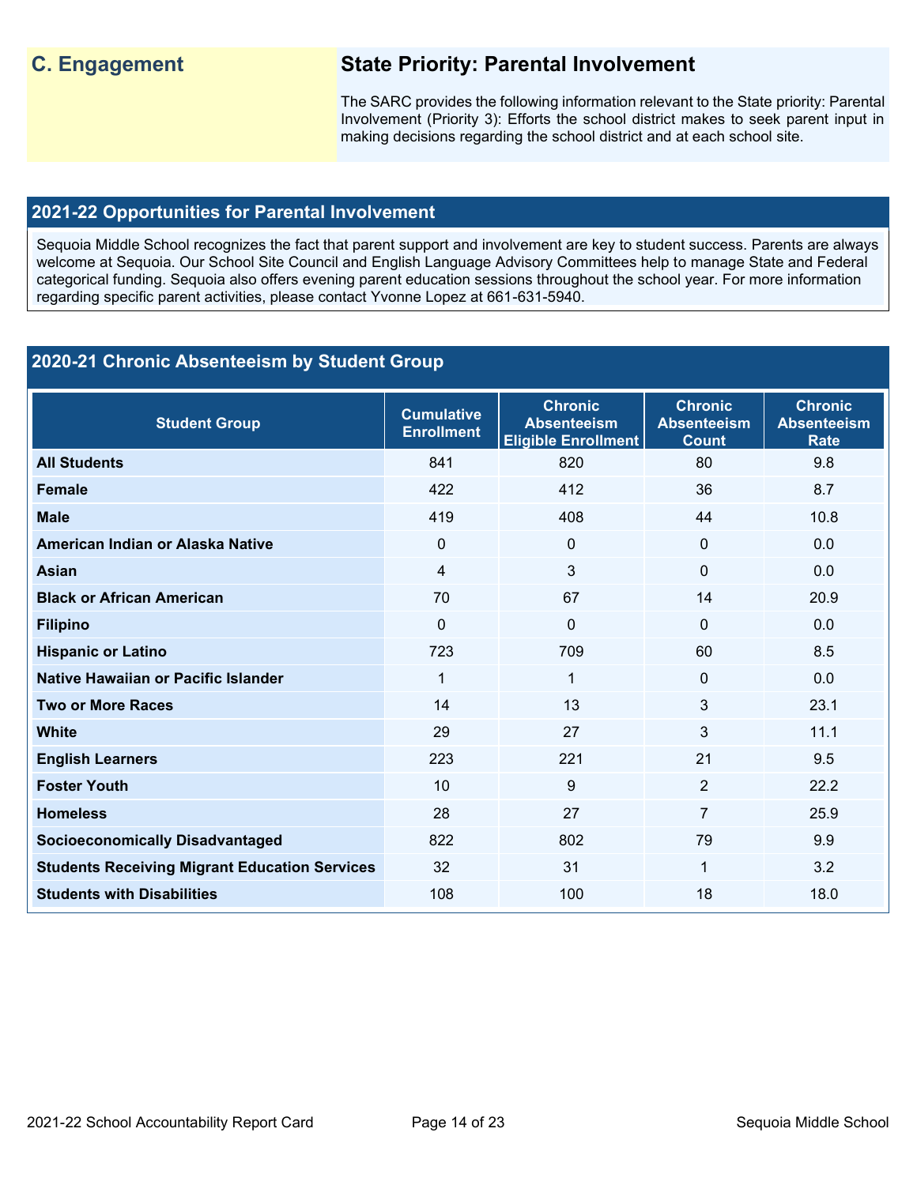## C. Engagement

### State Priority: Parental Involvement

The SARC provides the following information relevant to the State priority: Parental Involvement (Priority 3): Efforts the school district makes to seek parent input in making decisions regarding the school district and at each school site.

### 2021-22 Opportunities for Parental Involvement

Sequoia Middle School recognizes the fact that parent support and involvement are key to student success. Parents are always welcome at Sequoia. Our School Site Council and English Language Advisory Committees help to manage State and Federal categorical funding. Sequoia also offers evening parent education sessions throughout the school year. For more information regarding specific parent activities, please contact Yvonne Lopez at 661-631-5940.

### 2020-21 Chronic Absenteeism by Student Group

| Student Group | Cumulative Enrollment | Chronic Absenteeism Eligible Enrollment | Chronic Absenteeism Count | Chronic Absenteeism Rate |
|---|---|---|---|---|
| **All Students** | 841 | 820 | 80 | 9.8 |
| **Female** | 422 | 412 | 36 | 8.7 |
| **Male** | 419 | 408 | 44 | 10.8 |
| **American Indian or Alaska Native** | 0 | 0 | 0 | 0.0 |
| **Asian** | 4 | 3 | 0 | 0.0 |
| **Black or African American** | 70 | 67 | 14 | 20.9 |
| **Filipino** | 0 | 0 | 0 | 0.0 |
| **Hispanic or Latino** | 723 | 709 | 60 | 8.5 |
| **Native Hawaiian or Pacific Islander** | 1 | 1 | 0 | 0.0 |
| **Two or More Races** | 14 | 13 | 3 | 23.1 |
| **White** | 29 | 27 | 3 | 11.1 |
| **English Learners** | 223 | 221 | 21 | 9.5 |
| **Foster Youth** | 10 | 9 | 2 | 22.2 |
| **Homeless** | 28 | 27 | 7 | 25.9 |
| **Socioeconomically Disadvantaged** | 822 | 802 | 79 | 9.9 |
| **Students Receiving Migrant Education Services** | 32 | 31 | 1 | 3.2 |
| **Students with Disabilities** | 108 | 100 | 18 | 18.0 |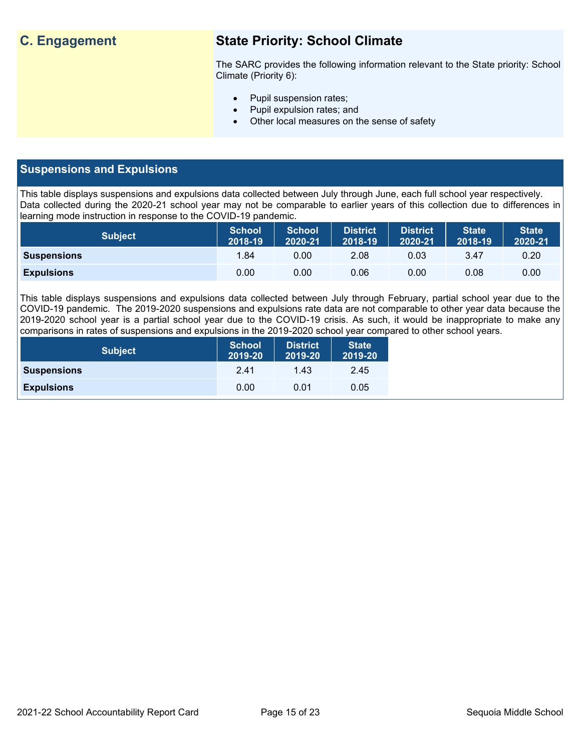## C. Engagement

### State Priority: School Climate

The SARC provides the following information relevant to the State priority: School Climate (Priority 6):

- Pupil suspension rates;
- Pupil expulsion rates; and
- Other local measures on the sense of safety

## Suspensions and Expulsions

This table displays suspensions and expulsions data collected between July through June, each full school year respectively. Data collected during the 2020-21 school year may not be comparable to earlier years of this collection due to differences in learning mode instruction in response to the COVID-19 pandemic.

| Subject | School 2018-19 | School 2020-21 | District 2018-19 | District 2020-21 | State 2018-19 | State 2020-21 |
|---|---|---|---|---|---|---|
| **Suspensions** | 1.84 | 0.00 | 2.08 | 0.03 | 3.47 | 0.20 |
| **Expulsions** | 0.00 | 0.00 | 0.06 | 0.00 | 0.08 | 0.00 |

This table displays suspensions and expulsions data collected between July through February, partial school year due to the COVID-19 pandemic. The 2019-2020 suspensions and expulsions rate data are not comparable to other year data because the 2019-2020 school year is a partial school year due to the COVID-19 crisis. As such, it would be inappropriate to make any comparisons in rates of suspensions and expulsions in the 2019-2020 school year compared to other school years.

| Subject | School 2019-20 | District 2019-20 | State 2019-20 |
|---|---|---|---|
| **Suspensions** | 2.41 | 1.43 | 2.45 |
| **Expulsions** | 0.00 | 0.01 | 0.05 |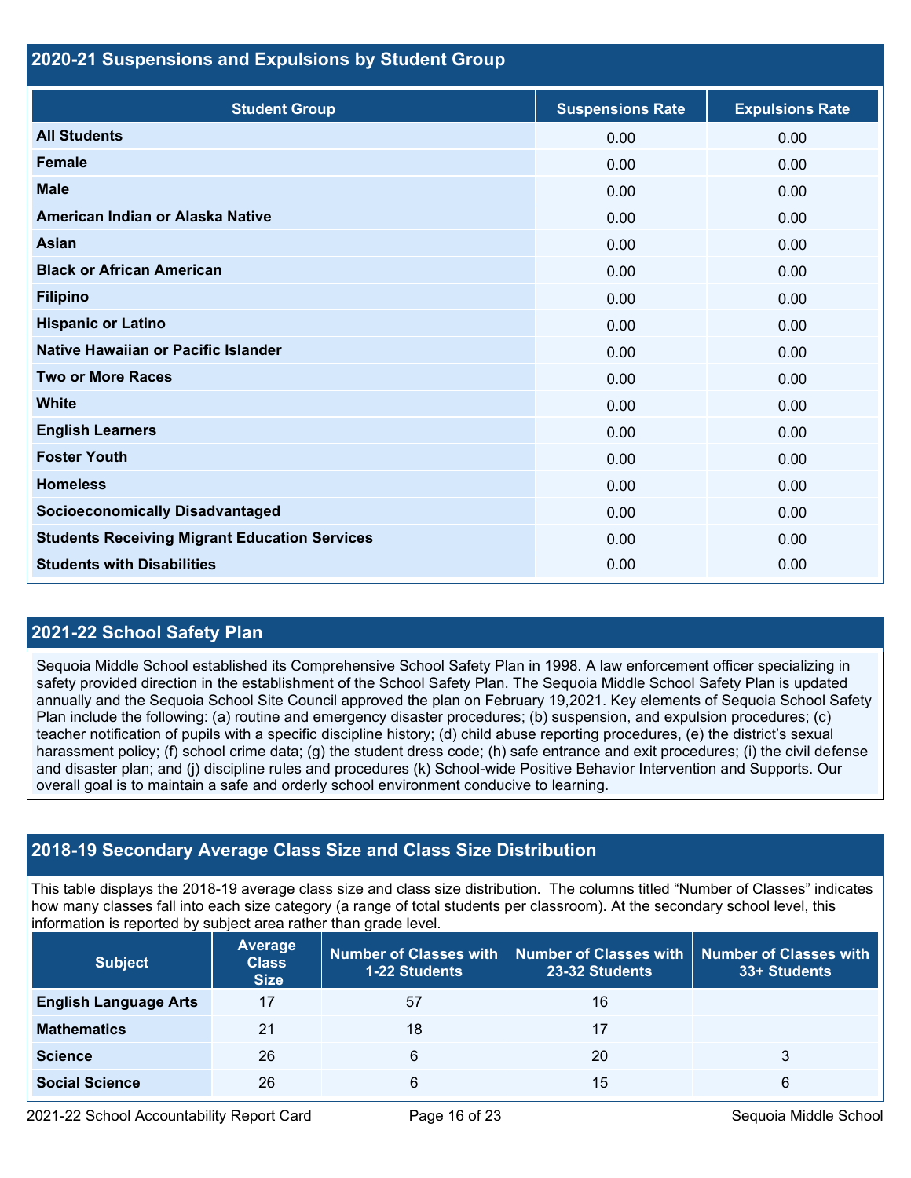## 2020-21 Suspensions and Expulsions by Student Group

| Student Group | Suspensions Rate | Expulsions Rate |
|---|---|---|
| **All Students** | 0.00 | 0.00 |
| **Female** | 0.00 | 0.00 |
| **Male** | 0.00 | 0.00 |
| **American Indian or Alaska Native** | 0.00 | 0.00 |
| **Asian** | 0.00 | 0.00 |
| **Black or African American** | 0.00 | 0.00 |
| **Filipino** | 0.00 | 0.00 |
| **Hispanic or Latino** | 0.00 | 0.00 |
| **Native Hawaiian or Pacific Islander** | 0.00 | 0.00 |
| **Two or More Races** | 0.00 | 0.00 |
| **White** | 0.00 | 0.00 |
| **English Learners** | 0.00 | 0.00 |
| **Foster Youth** | 0.00 | 0.00 |
| **Homeless** | 0.00 | 0.00 |
| **Socioeconomically Disadvantaged** | 0.00 | 0.00 |
| **Students Receiving Migrant Education Services** | 0.00 | 0.00 |
| **Students with Disabilities** | 0.00 | 0.00 |

## 2021-22 School Safety Plan

Sequoia Middle School established its Comprehensive School Safety Plan in 1998. A law enforcement officer specializing in safety provided direction in the establishment of the School Safety Plan. The Sequoia Middle School Safety Plan is updated annually and the Sequoia School Site Council approved the plan on February 19,2021. Key elements of Sequoia School Safety Plan include the following: (a) routine and emergency disaster procedures; (b) suspension, and expulsion procedures; (c) teacher notification of pupils with a specific discipline history; (d) child abuse reporting procedures, (e) the district's sexual harassment policy; (f) school crime data; (g) the student dress code; (h) safe entrance and exit procedures; (i) the civil defense and disaster plan; and (j) discipline rules and procedures (k) School-wide Positive Behavior Intervention and Supports. Our overall goal is to maintain a safe and orderly school environment conducive to learning.

## 2018-19 Secondary Average Class Size and Class Size Distribution

This table displays the 2018-19 average class size and class size distribution. The columns titled "Number of Classes" indicates how many classes fall into each size category (a range of total students per classroom). At the secondary school level, this information is reported by subject area rather than grade level.

| Subject | Average Class Size | Number of Classes with 1-22 Students | Number of Classes with 23-32 Students | Number of Classes with 33+ Students |
|---|---|---|---|---|
| **English Language Arts** | 17 | 57 | 16 | |
| **Mathematics** | 21 | 18 | 17 | |
| **Science** | 26 | 6 | 20 | 3 |
| **Social Science** | 26 | 6 | 15 | 6 |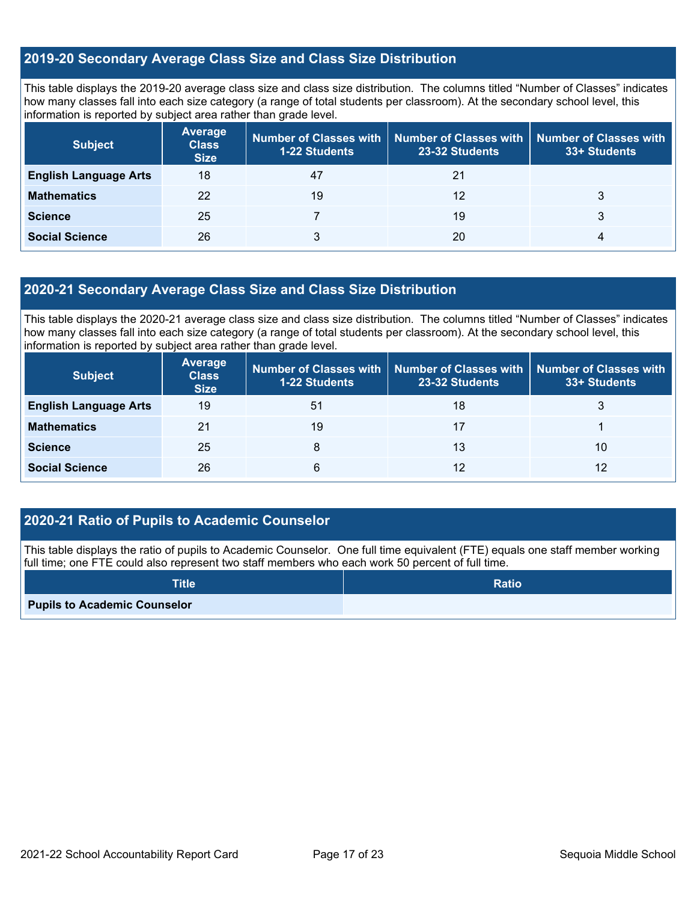## 2019-20 Secondary Average Class Size and Class Size Distribution

This table displays the 2019-20 average class size and class size distribution. The columns titled "Number of Classes" indicates how many classes fall into each size category (a range of total students per classroom). At the secondary school level, this information is reported by subject area rather than grade level.

| Subject | Average Class Size | Number of Classes with 1-22 Students | Number of Classes with 23-32 Students | Number of Classes with 33+ Students |
|---|---|---|---|---|
| **English Language Arts** | 18 | 47 | 21 | |
| **Mathematics** | 22 | 19 | 12 | 3 |
| **Science** | 25 | 7 | 19 | 3 |
| **Social Science** | 26 | 3 | 20 | 4 |

## 2020-21 Secondary Average Class Size and Class Size Distribution

This table displays the 2020-21 average class size and class size distribution. The columns titled "Number of Classes" indicates how many classes fall into each size category (a range of total students per classroom). At the secondary school level, this information is reported by subject area rather than grade level.

| Subject | Average Class Size | Number of Classes with 1-22 Students | Number of Classes with 23-32 Students | Number of Classes with 33+ Students |
|---|---|---|---|---|
| **English Language Arts** | 19 | 51 | 18 | 3 |
| **Mathematics** | 21 | 19 | 17 | 1 |
| **Science** | 25 | 8 | 13 | 10 |
| **Social Science** | 26 | 6 | 12 | 12 |

## 2020-21 Ratio of Pupils to Academic Counselor

This table displays the ratio of pupils to Academic Counselor. One full time equivalent (FTE) equals one staff member working full time; one FTE could also represent two staff members who each work 50 percent of full time.

| Title | Ratio |
|---|---|
| **Pupils to Academic Counselor** | |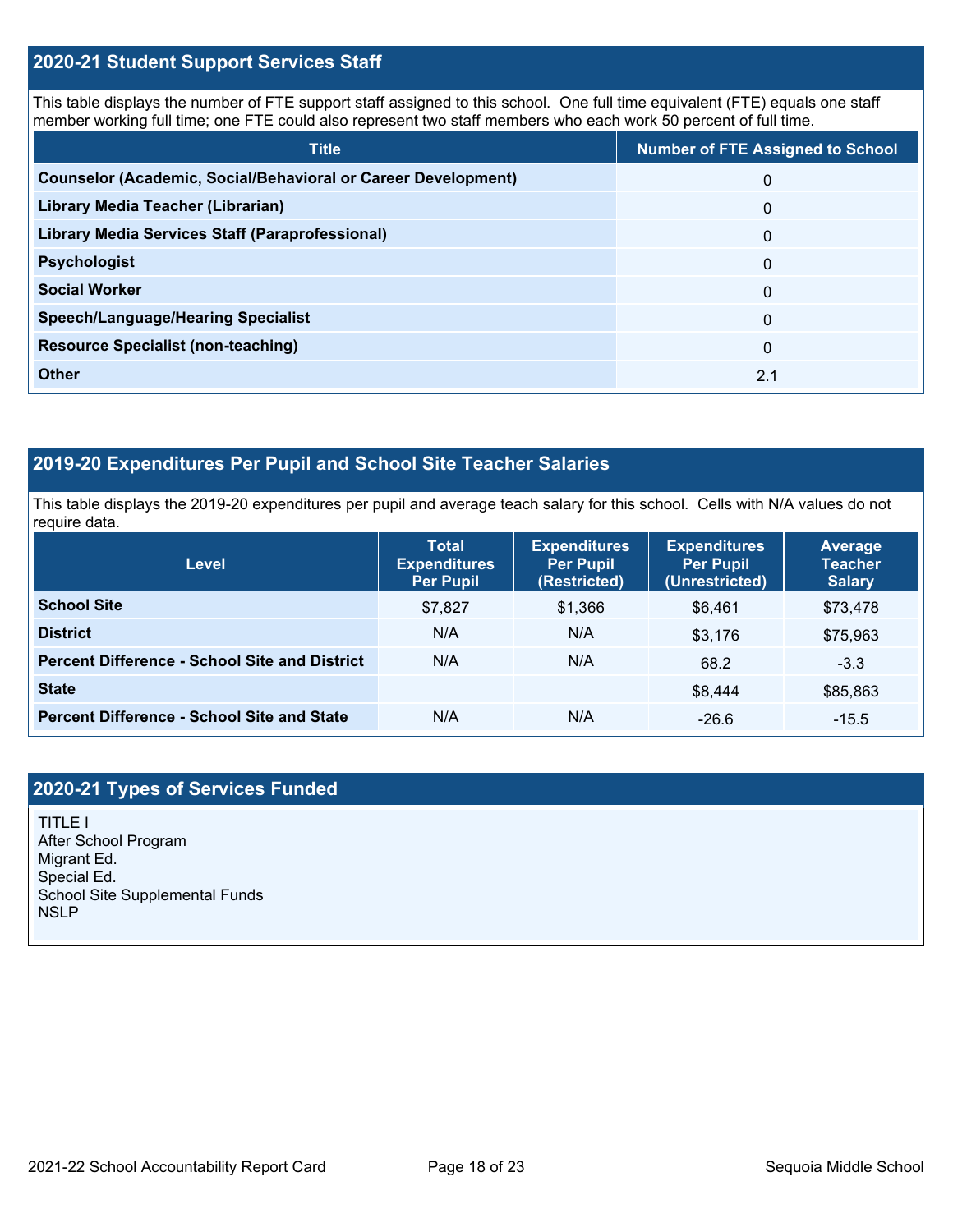## 2020-21 Student Support Services Staff

This table displays the number of FTE support staff assigned to this school. One full time equivalent (FTE) equals one staff member working full time; one FTE could also represent two staff members who each work 50 percent of full time.

| Title | Number of FTE Assigned to School |
|---|---|
| **Counselor (Academic, Social/Behavioral or Career Development)** | 0 |
| **Library Media Teacher (Librarian)** | 0 |
| **Library Media Services Staff (Paraprofessional)** | 0 |
| **Psychologist** | 0 |
| **Social Worker** | 0 |
| **Speech/Language/Hearing Specialist** | 0 |
| **Resource Specialist (non-teaching)** | 0 |
| **Other** | 2.1 |

## 2019-20 Expenditures Per Pupil and School Site Teacher Salaries

This table displays the 2019-20 expenditures per pupil and average teach salary for this school. Cells with N/A values do not require data.

| Level | Total Expenditures Per Pupil | Expenditures Per Pupil (Restricted) | Expenditures Per Pupil (Unrestricted) | Average Teacher Salary |
|---|---|---|---|---|
| **School Site** | $7,827 | $1,366 | $6,461 | $73,478 |
| **District** | N/A | N/A | $3,176 | $75,963 |
| **Percent Difference - School Site and District** | N/A | N/A | 68.2 | -3.3 |
| **State** | | | $8,444 | $85,863 |
| **Percent Difference - School Site and State** | N/A | N/A | -26.6 | -15.5 |

## 2020-21 Types of Services Funded

TITLE I
After School Program
Migrant Ed.
Special Ed.
School Site Supplemental Funds
NSLP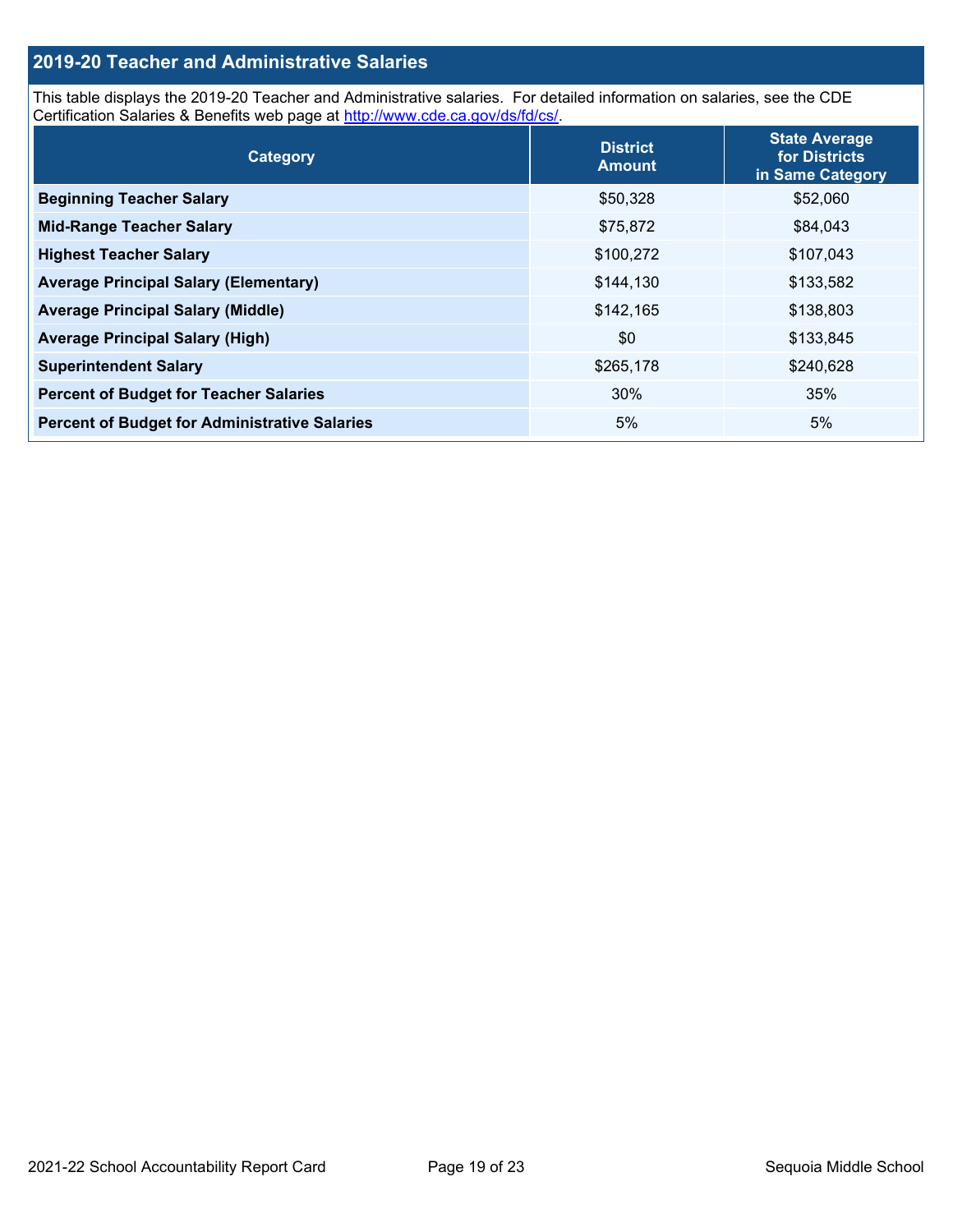## 2019-20 Teacher and Administrative Salaries

This table displays the 2019-20 Teacher and Administrative salaries. For detailed information on salaries, see the CDE Certification Salaries & Benefits web page at http://www.cde.ca.gov/ds/fd/cs/.

| Category | District Amount | State Average for Districts in Same Category |
|---|---|---|
| **Beginning Teacher Salary** | $50,328 | $52,060 |
| **Mid-Range Teacher Salary** | $75,872 | $84,043 |
| **Highest Teacher Salary** | $100,272 | $107,043 |
| **Average Principal Salary (Elementary)** | $144,130 | $133,582 |
| **Average Principal Salary (Middle)** | $142,165 | $138,803 |
| **Average Principal Salary (High)** | $0 | $133,845 |
| **Superintendent Salary** | $265,178 | $240,628 |
| **Percent of Budget for Teacher Salaries** | 30% | 35% |
| **Percent of Budget for Administrative Salaries** | 5% | 5% |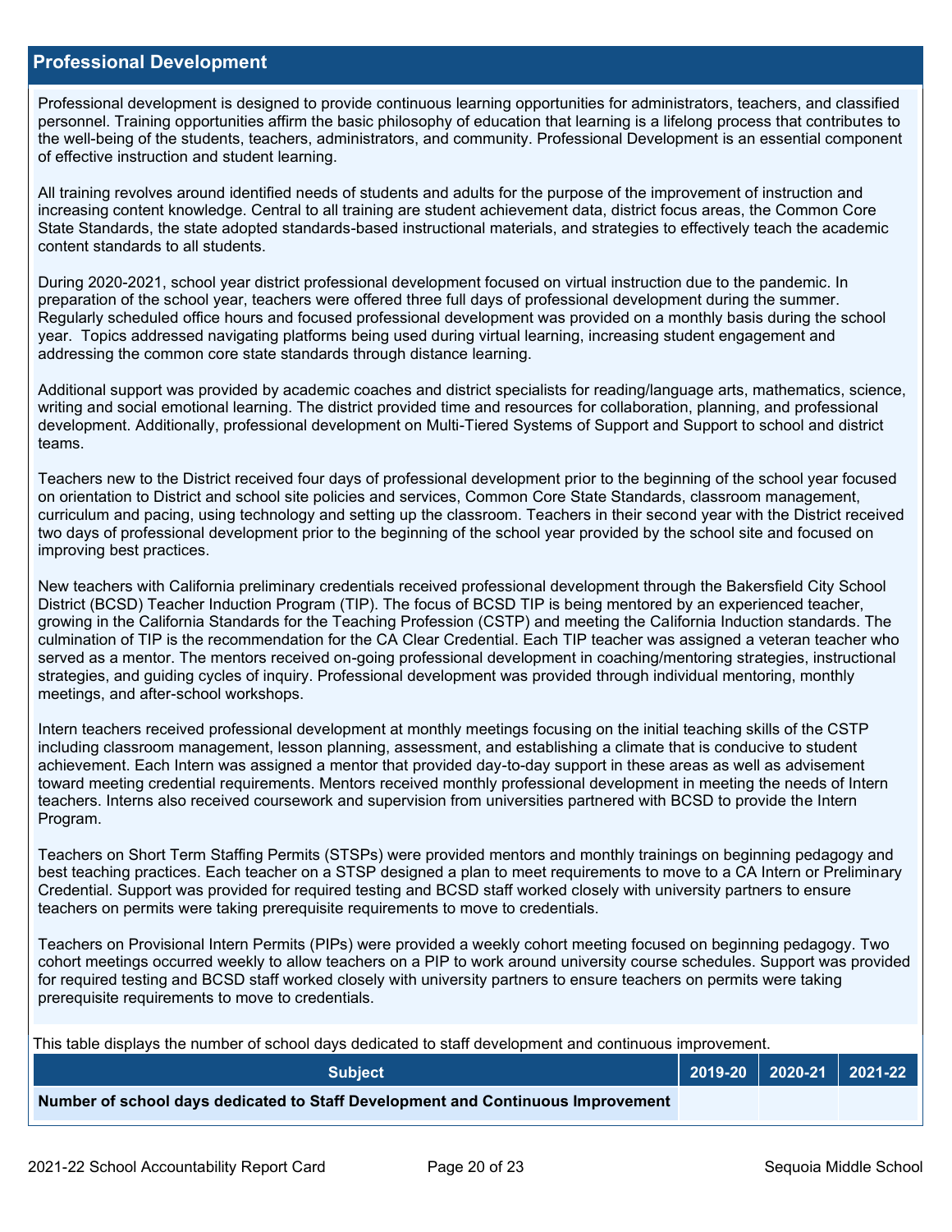## Professional Development

Professional development is designed to provide continuous learning opportunities for administrators, teachers, and classified personnel. Training opportunities affirm the basic philosophy of education that learning is a lifelong process that contributes to the well-being of the students, teachers, administrators, and community. Professional Development is an essential component of effective instruction and student learning.

All training revolves around identified needs of students and adults for the purpose of the improvement of instruction and increasing content knowledge. Central to all training are student achievement data, district focus areas, the Common Core State Standards, the state adopted standards-based instructional materials, and strategies to effectively teach the academic content standards to all students.

During 2020-2021, school year district professional development focused on virtual instruction due to the pandemic. In preparation of the school year, teachers were offered three full days of professional development during the summer. Regularly scheduled office hours and focused professional development was provided on a monthly basis during the school year. Topics addressed navigating platforms being used during virtual learning, increasing student engagement and addressing the common core state standards through distance learning.

Additional support was provided by academic coaches and district specialists for reading/language arts, mathematics, science, writing and social emotional learning. The district provided time and resources for collaboration, planning, and professional development. Additionally, professional development on Multi-Tiered Systems of Support and Support to school and district teams.

Teachers new to the District received four days of professional development prior to the beginning of the school year focused on orientation to District and school site policies and services, Common Core State Standards, classroom management, curriculum and pacing, using technology and setting up the classroom. Teachers in their second year with the District received two days of professional development prior to the beginning of the school year provided by the school site and focused on improving best practices.

New teachers with California preliminary credentials received professional development through the Bakersfield City School District (BCSD) Teacher Induction Program (TIP). The focus of BCSD TIP is being mentored by an experienced teacher, growing in the California Standards for the Teaching Profession (CSTP) and meeting the California Induction standards. The culmination of TIP is the recommendation for the CA Clear Credential. Each TIP teacher was assigned a veteran teacher who served as a mentor. The mentors received on-going professional development in coaching/mentoring strategies, instructional strategies, and guiding cycles of inquiry. Professional development was provided through individual mentoring, monthly meetings, and after-school workshops.

Intern teachers received professional development at monthly meetings focusing on the initial teaching skills of the CSTP including classroom management, lesson planning, assessment, and establishing a climate that is conducive to student achievement. Each Intern was assigned a mentor that provided day-to-day support in these areas as well as advisement toward meeting credential requirements. Mentors received monthly professional development in meeting the needs of Intern teachers. Interns also received coursework and supervision from universities partnered with BCSD to provide the Intern Program.

Teachers on Short Term Staffing Permits (STSPs) were provided mentors and monthly trainings on beginning pedagogy and best teaching practices. Each teacher on a STSP designed a plan to meet requirements to move to a CA Intern or Preliminary Credential. Support was provided for required testing and BCSD staff worked closely with university partners to ensure teachers on permits were taking prerequisite requirements to move to credentials.

Teachers on Provisional Intern Permits (PIPs) were provided a weekly cohort meeting focused on beginning pedagogy. Two cohort meetings occurred weekly to allow teachers on a PIP to work around university course schedules. Support was provided for required testing and BCSD staff worked closely with university partners to ensure teachers on permits were taking prerequisite requirements to move to credentials.

This table displays the number of school days dedicated to staff development and continuous improvement.

| Subject | 2019-20 | 2020-21 | 2021-22 |
|---|---|---|---|
| **Number of school days dedicated to Staff Development and Continuous Improvement** | | | |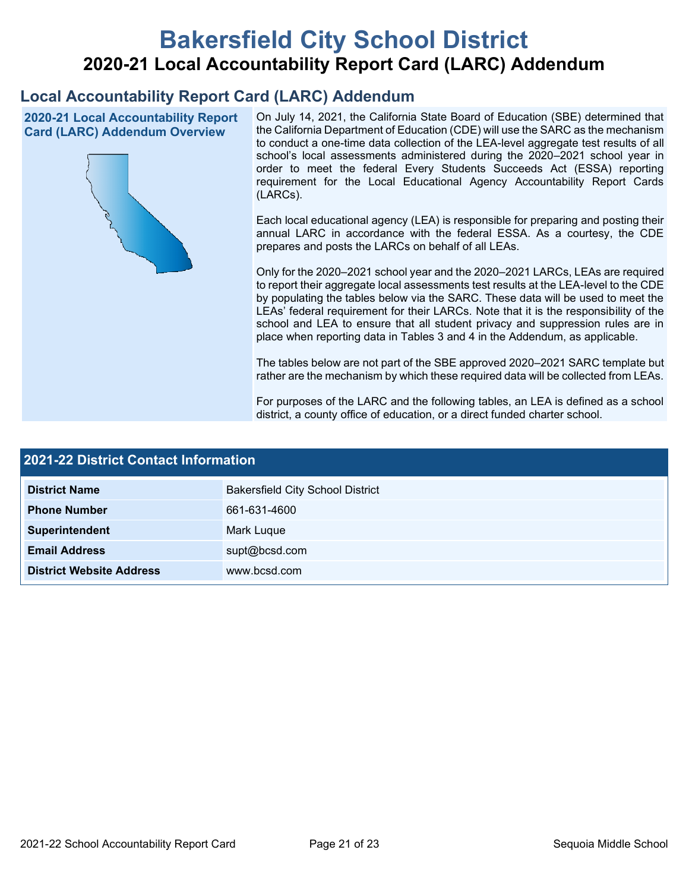# Bakersfield City School District

## 2020-21 Local Accountability Report Card (LARC) Addendum

## Local Accountability Report Card (LARC) Addendum

### 2020-21 Local Accountability Report Card (LARC) Addendum Overview

On July 14, 2021, the California State Board of Education (SBE) determined that the California Department of Education (CDE) will use the SARC as the mechanism to conduct a one-time data collection of the LEA-level aggregate test results of all school's local assessments administered during the 2020–2021 school year in order to meet the federal Every Students Succeeds Act (ESSA) reporting requirement for the Local Educational Agency Accountability Report Cards (LARCs).

Each local educational agency (LEA) is responsible for preparing and posting their annual LARC in accordance with the federal ESSA. As a courtesy, the CDE prepares and posts the LARCs on behalf of all LEAs.

Only for the 2020–2021 school year and the 2020–2021 LARCs, LEAs are required to report their aggregate local assessments test results at the LEA-level to the CDE by populating the tables below via the SARC. These data will be used to meet the LEAs' federal requirement for their LARCs. Note that it is the responsibility of the school and LEA to ensure that all student privacy and suppression rules are in place when reporting data in Tables 3 and 4 in the Addendum, as applicable.

The tables below are not part of the SBE approved 2020–2021 SARC template but rather are the mechanism by which these required data will be collected from LEAs.

For purposes of the LARC and the following tables, an LEA is defined as a school district, a county office of education, or a direct funded charter school.

## 2021-22 District Contact Information

| 2021-22 District Contact Information | |
| --- | --- |
| **District Name** | Bakersfield City School District |
| **Phone Number** | 661-631-4600 |
| **Superintendent** | Mark Luque |
| **Email Address** | supt@bcsd.com |
| **District Website Address** | www.bcsd.com |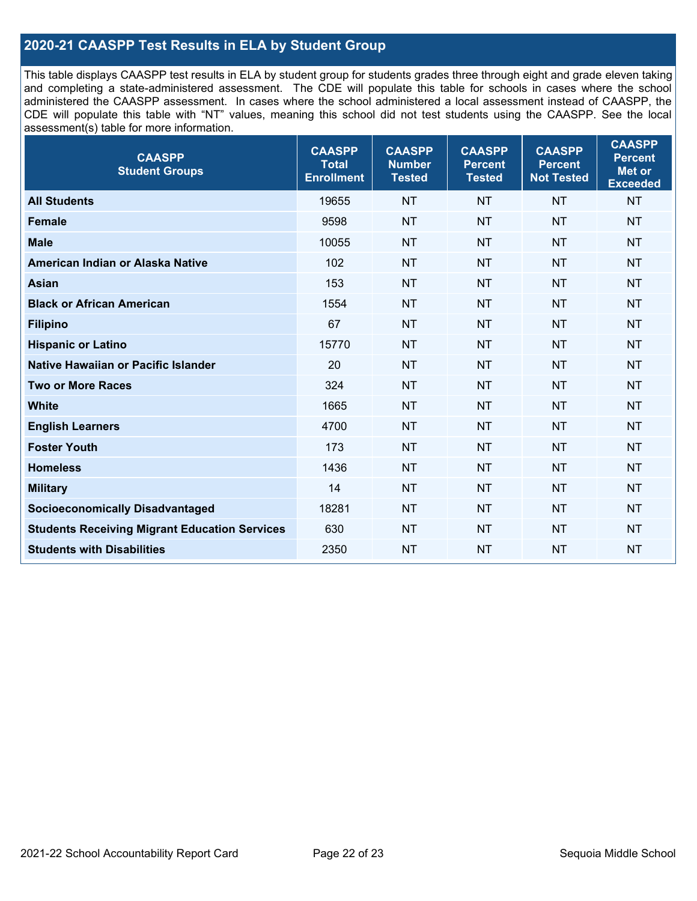## 2020-21 CAASPP Test Results in ELA by Student Group

This table displays CAASPP test results in ELA by student group for students grades three through eight and grade eleven taking and completing a state-administered assessment. The CDE will populate this table for schools in cases where the school administered the CAASPP assessment. In cases where the school administered a local assessment instead of CAASPP, the CDE will populate this table with "NT" values, meaning this school did not test students using the CAASPP. See the local assessment(s) table for more information.

| CAASPP Student Groups | CAASPP Total Enrollment | CAASPP Number Tested | CAASPP Percent Tested | CAASPP Percent Not Tested | CAASPP Percent Met or Exceeded |
|---|---|---|---|---|---|
| **All Students** | 19655 | NT | NT | NT | NT |
| **Female** | 9598 | NT | NT | NT | NT |
| **Male** | 10055 | NT | NT | NT | NT |
| **American Indian or Alaska Native** | 102 | NT | NT | NT | NT |
| **Asian** | 153 | NT | NT | NT | NT |
| **Black or African American** | 1554 | NT | NT | NT | NT |
| **Filipino** | 67 | NT | NT | NT | NT |
| **Hispanic or Latino** | 15770 | NT | NT | NT | NT |
| **Native Hawaiian or Pacific Islander** | 20 | NT | NT | NT | NT |
| **Two or More Races** | 324 | NT | NT | NT | NT |
| **White** | 1665 | NT | NT | NT | NT |
| **English Learners** | 4700 | NT | NT | NT | NT |
| **Foster Youth** | 173 | NT | NT | NT | NT |
| **Homeless** | 1436 | NT | NT | NT | NT |
| **Military** | 14 | NT | NT | NT | NT |
| **Socioeconomically Disadvantaged** | 18281 | NT | NT | NT | NT |
| **Students Receiving Migrant Education Services** | 630 | NT | NT | NT | NT |
| **Students with Disabilities** | 2350 | NT | NT | NT | NT |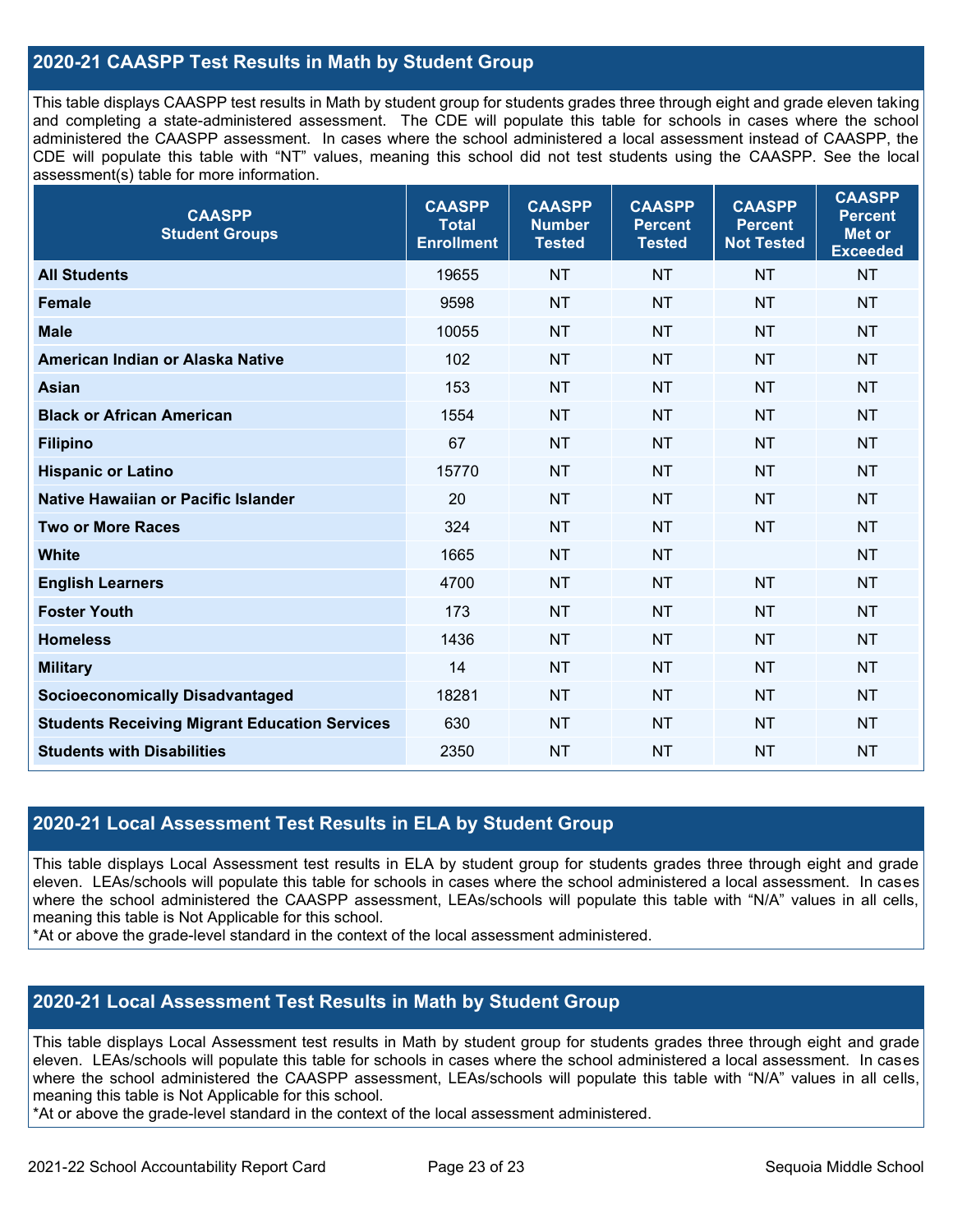## 2020-21 CAASPP Test Results in Math by Student Group

This table displays CAASPP test results in Math by student group for students grades three through eight and grade eleven taking and completing a state-administered assessment. The CDE will populate this table for schools in cases where the school administered the CAASPP assessment. In cases where the school administered a local assessment instead of CAASPP, the CDE will populate this table with "NT" values, meaning this school did not test students using the CAASPP. See the local assessment(s) table for more information.

| CAASPP Student Groups | CAASPP Total Enrollment | CAASPP Number Tested | CAASPP Percent Tested | CAASPP Percent Not Tested | CAASPP Percent Met or Exceeded |
|---|---|---|---|---|---|
| **All Students** | 19655 | NT | NT | NT | NT |
| **Female** | 9598 | NT | NT | NT | NT |
| **Male** | 10055 | NT | NT | NT | NT |
| **American Indian or Alaska Native** | 102 | NT | NT | NT | NT |
| **Asian** | 153 | NT | NT | NT | NT |
| **Black or African American** | 1554 | NT | NT | NT | NT |
| **Filipino** | 67 | NT | NT | NT | NT |
| **Hispanic or Latino** | 15770 | NT | NT | NT | NT |
| **Native Hawaiian or Pacific Islander** | 20 | NT | NT | NT | NT |
| **Two or More Races** | 324 | NT | NT | NT | NT |
| **White** | 1665 | NT | NT | | NT |
| **English Learners** | 4700 | NT | NT | NT | NT |
| **Foster Youth** | 173 | NT | NT | NT | NT |
| **Homeless** | 1436 | NT | NT | NT | NT |
| **Military** | 14 | NT | NT | NT | NT |
| **Socioeconomically Disadvantaged** | 18281 | NT | NT | NT | NT |
| **Students Receiving Migrant Education Services** | 630 | NT | NT | NT | NT |
| **Students with Disabilities** | 2350 | NT | NT | NT | NT |

## 2020-21 Local Assessment Test Results in ELA by Student Group

This table displays Local Assessment test results in ELA by student group for students grades three through eight and grade eleven. LEAs/schools will populate this table for schools in cases where the school administered a local assessment. In cases where the school administered the CAASPP assessment, LEAs/schools will populate this table with "N/A" values in all cells, meaning this table is Not Applicable for this school.

*At or above the grade-level standard in the context of the local assessment administered.

## 2020-21 Local Assessment Test Results in Math by Student Group

This table displays Local Assessment test results in Math by student group for students grades three through eight and grade eleven. LEAs/schools will populate this table for schools in cases where the school administered a local assessment. In cases where the school administered the CAASPP assessment, LEAs/schools will populate this table with "N/A" values in all cells, meaning this table is Not Applicable for this school.

*At or above the grade-level standard in the context of the local assessment administered.